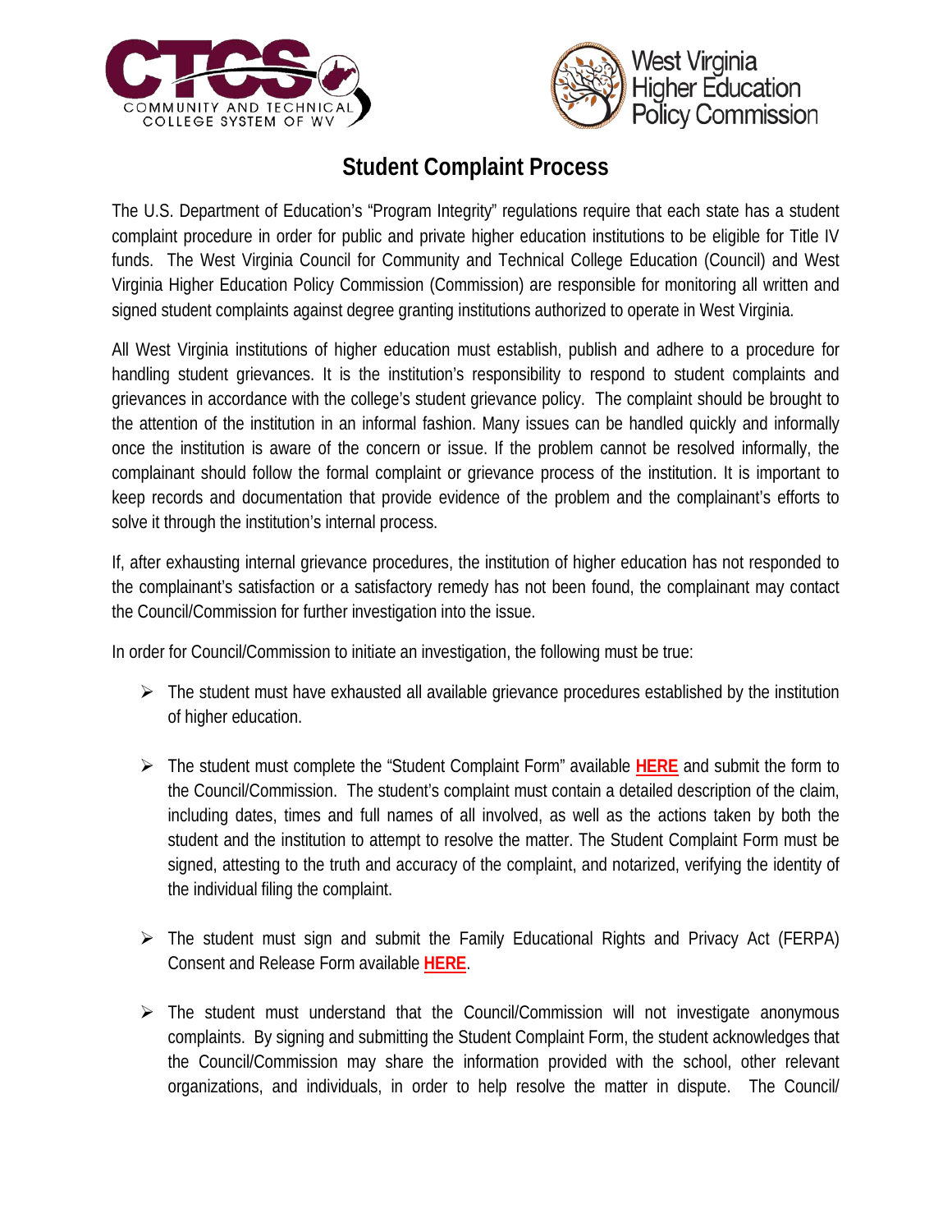# Student Complaint Process

The U.S. Department of Education's "Program Integrity" regulations require that each state has a student complaint procedure in order for public and private higher education institutions to be eligible for Title IV funds. The West Virginia Council for Community and Technical College Education (Council) and West Virginia Higher Education Policy Commission (Commission) are responsible for monitoring all written and signed student complaints against degree granting institutions authorized to operate in West Virginia.

All West Virginia institutions of higher education must establish, publish and adhere to a procedure for handling student grievances. It is the institution's responsibility to respond to student complaints and grievances in accordance with the college's student grievance policy. The complaint should be brought to the attention of the institution in an informal fashion. Many issues can be handled quickly and informally once the institution is aware of the concern or issue. If the problem cannot be resolved informally, the complainant should follow the formal complaint or grievance process of the institution. It is important to keep records and documentation that provide evidence of the problem and the complainant's efforts to solve it through the institution's internal process.

If, after exhausting internal grievance procedures, the institution of higher education has not responded to the complainant's satisfaction or a satisfactory remedy has not been found, the complainant may contact the Council/Commission for further investigation into the issue.

In order for Council/Commission to initiate an investigation, the following must be true:

- The student must have exhausted all available grievance procedures established by the institution of higher education.
- The student must complete the "Student Complaint Form" available **HERE** and submit the form to the Council/Commission. The student's complaint must contain a detailed description of the claim, including dates, times and full names of all involved, as well as the actions taken by both the student and the institution to attempt to resolve the matter. The Student Complaint Form must be signed, attesting to the truth and accuracy of the complaint, and notarized, verifying the identity of the individual filing the complaint.
- The student must sign and submit the Family Educational Rights and Privacy Act (FERPA) Consent and Release Form available **HERE**.
- The student must understand that the Council/Commission will not investigate anonymous complaints. By signing and submitting the Student Complaint Form, the student acknowledges that the Council/Commission may share the information provided with the school, other relevant organizations, and individuals, in order to help resolve the matter in dispute. The Council/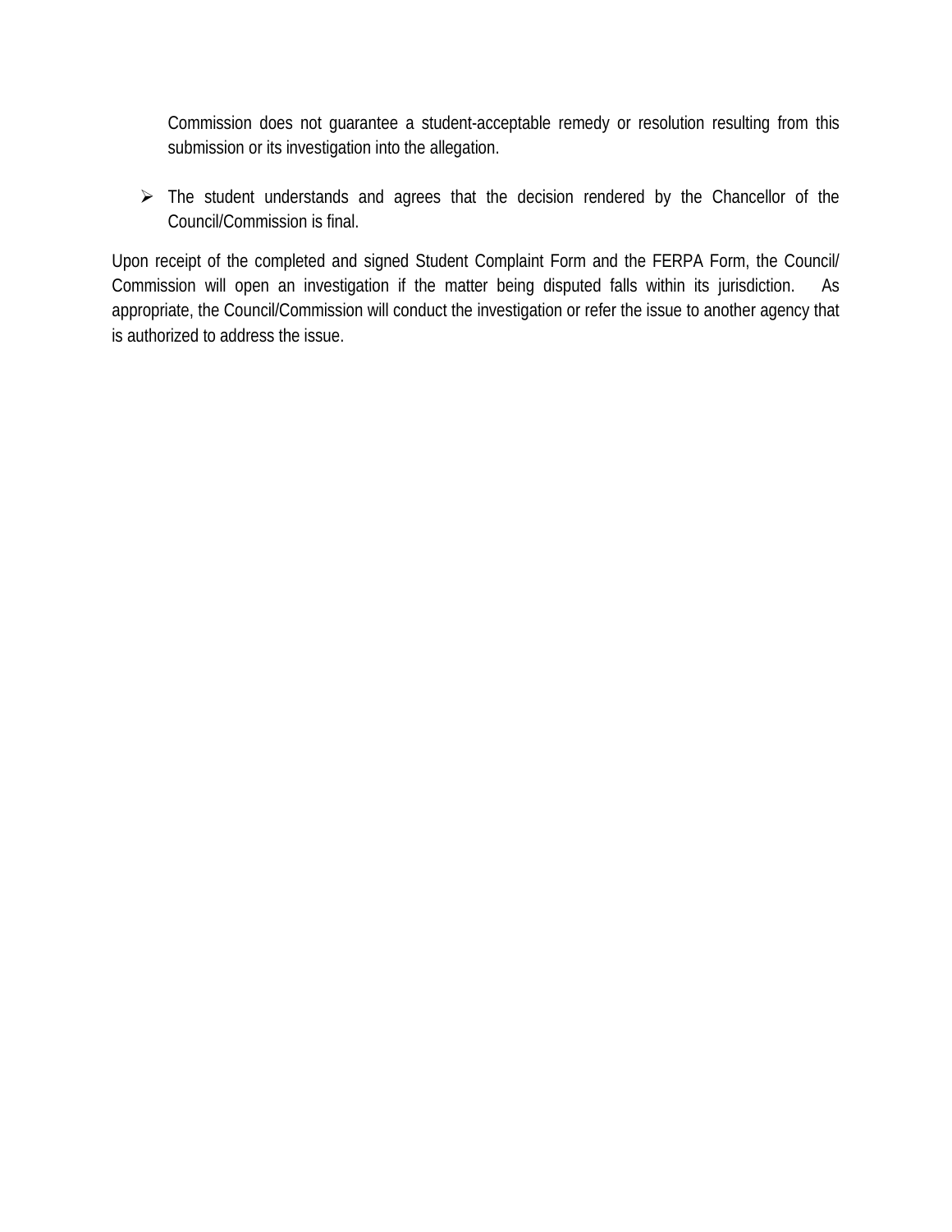Commission does not guarantee a student-acceptable remedy or resolution resulting from this submission or its investigation into the allegation.

- The student understands and agrees that the decision rendered by the Chancellor of the Council/Commission is final.

Upon receipt of the completed and signed Student Complaint Form and the FERPA Form, the Council/ Commission will open an investigation if the matter being disputed falls within its jurisdiction. As appropriate, the Council/Commission will conduct the investigation or refer the issue to another agency that is authorized to address the issue.